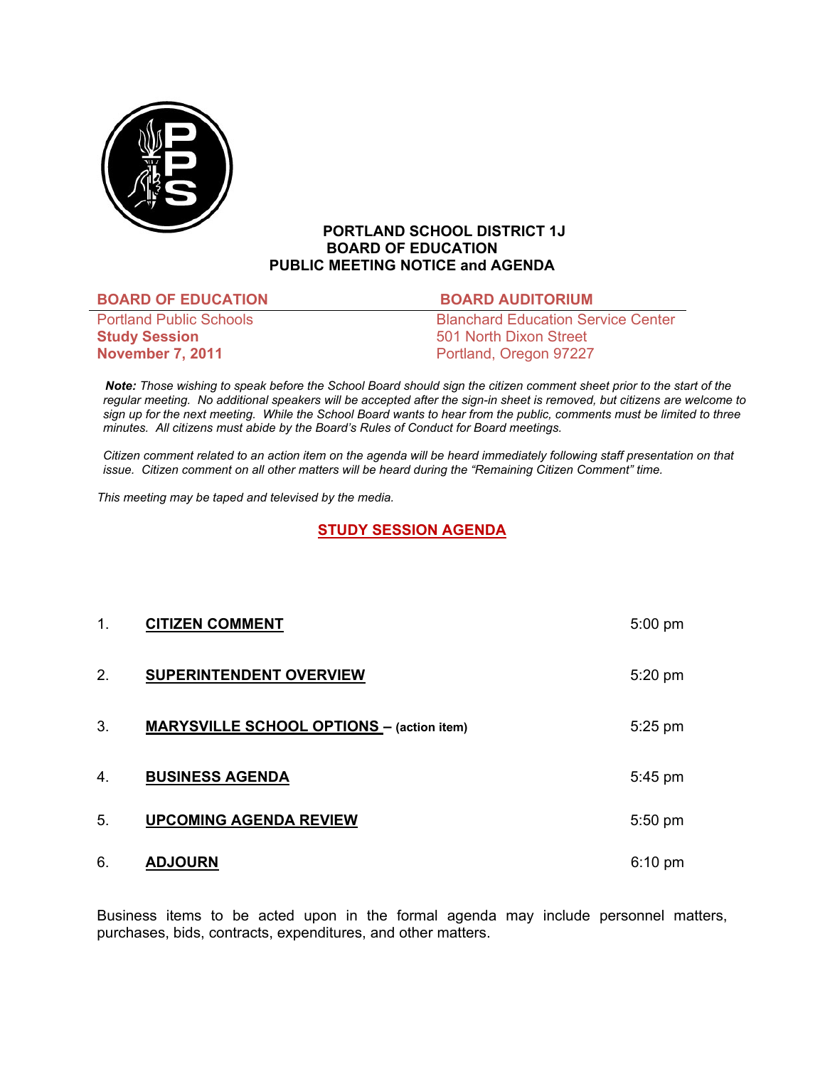# PORTLAND SCHOOL DISTRICT 1J
## BOARD OF EDUCATION
## PUBLIC MEETING NOTICE and AGENDA

| BOARD OF EDUCATION | BOARD AUDITORIUM |
| --- | --- |
| Portland Public Schools | Blanchard Education Service Center |
| **Study Session** | 501 North Dixon Street |
| **November 7, 2011** | Portland, Oregon 97227 |

***Note:*** *Those wishing to speak before the School Board should sign the citizen comment sheet prior to the start of the regular meeting. No additional speakers will be accepted after the sign-in sheet is removed, but citizens are welcome to sign up for the next meeting. While the School Board wants to hear from the public, comments must be limited to three minutes. All citizens must abide by the Board's Rules of Conduct for Board meetings.*

*Citizen comment related to an action item on the agenda will be heard immediately following staff presentation on that issue. Citizen comment on all other matters will be heard during the "Remaining Citizen Comment" time.*

*This meeting may be taped and televised by the media.*

## STUDY SESSION AGENDA

| | | |
| --- | --- | --- |
| 1. | **CITIZEN COMMENT** | 5:00 pm |
| 2. | **SUPERINTENDENT OVERVIEW** | 5:20 pm |
| 3. | **MARYSVILLE SCHOOL OPTIONS** – (action item) | 5:25 pm |
| 4. | **BUSINESS AGENDA** | 5:45 pm |
| 5. | **UPCOMING AGENDA REVIEW** | 5:50 pm |
| 6. | **ADJOURN** | 6:10 pm |

Business items to be acted upon in the formal agenda may include personnel matters, purchases, bids, contracts, expenditures, and other matters.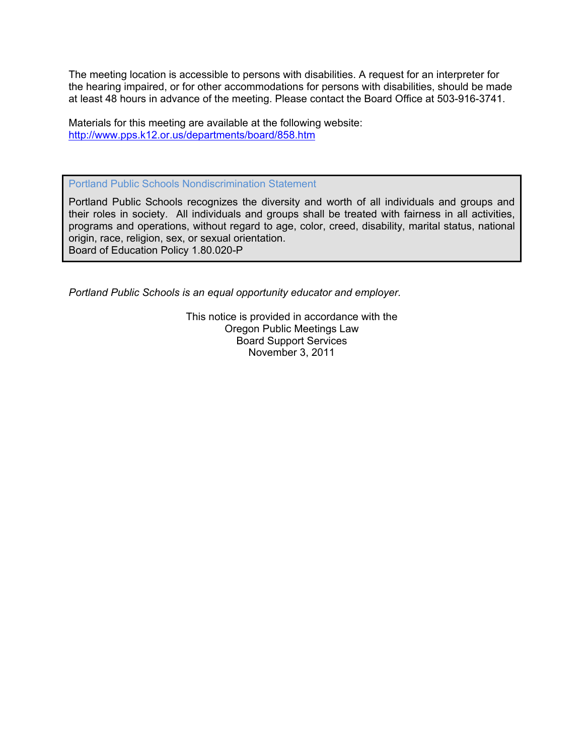The meeting location is accessible to persons with disabilities. A request for an interpreter for the hearing impaired, or for other accommodations for persons with disabilities, should be made at least 48 hours in advance of the meeting. Please contact the Board Office at 503-916-3741.

Materials for this meeting are available at the following website:
[http://www.pps.k12.or.us/departments/board/858.htm](http://www.pps.k12.or.us/departments/board/858.htm)

### Portland Public Schools Nondiscrimination Statement

Portland Public Schools recognizes the diversity and worth of all individuals and groups and their roles in society. All individuals and groups shall be treated with fairness in all activities, programs and operations, without regard to age, color, creed, disability, marital status, national origin, race, religion, sex, or sexual orientation.
Board of Education Policy 1.80.020-P

*Portland Public Schools is an equal opportunity educator and employer.*

This notice is provided in accordance with the
Oregon Public Meetings Law
Board Support Services
November 3, 2011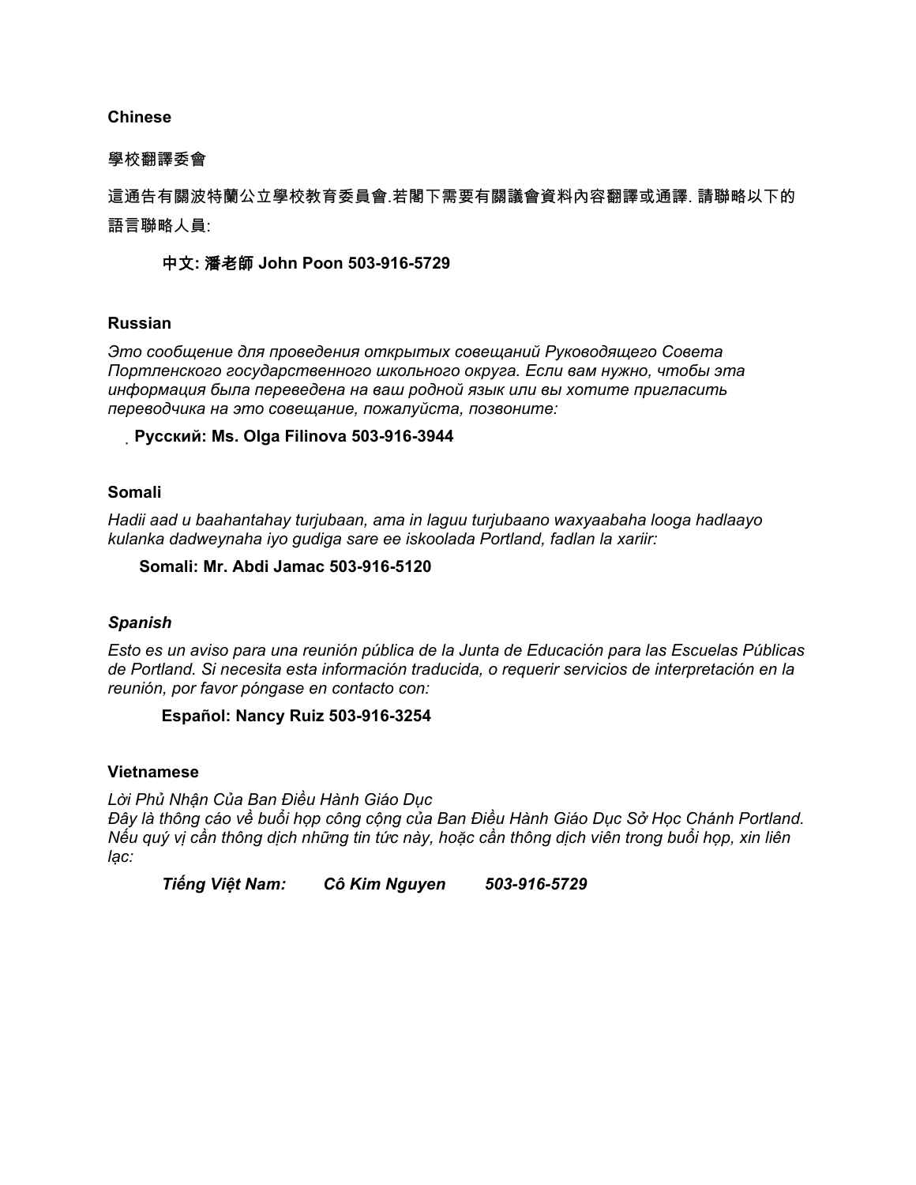**Chinese**

學校翻譯委會

這通告有關波特蘭公立學校教育委員會.若閣下需要有關議會資料內容翻譯或通譯. 請聯略以下的語言聯略人員:

**中文: 潘老師 John Poon 503-916-5729**

**Russian**

*Это сообщение для проведения открытых совещаний Руководящего Совета Портленского государственного школьного округа. Если вам нужно, чтобы эта информация была переведена на ваш родной язык или вы хотите пригласить переводчика на это совещание, пожалуйста, позвоните:*

**Русский: Ms. Olga Filinova 503-916-3944**

**Somali**

*Hadii aad u baahantahay turjubaan, ama in laguu turjubaano waxyaabaha looga hadlaayo kulanka dadweynaha iyo gudiga sare ee iskoolada Portland, fadlan la xariir:*

**Somali: Mr. Abdi Jamac 503-916-5120**

***Spanish***

*Esto es un aviso para una reunión pública de la Junta de Educación para las Escuelas Públicas de Portland. Si necesita esta información traducida, o requerir servicios de interpretación en la reunión, por favor póngase en contacto con:*

**Español: Nancy Ruiz 503-916-3254**

**Vietnamese**

*Lời Phủ Nhận Của Ban Điều Hành Giáo Dục*
*Đây là thông cáo về buổi họp công cộng của Ban Điều Hành Giáo Dục Sở Học Chánh Portland. Nếu quý vị cần thông dịch những tin tức này, hoặc cần thông dịch viên trong buổi họp, xin liên lạc:*

***Tiếng Việt Nam: Cô Kim Nguyen 503-916-5729***